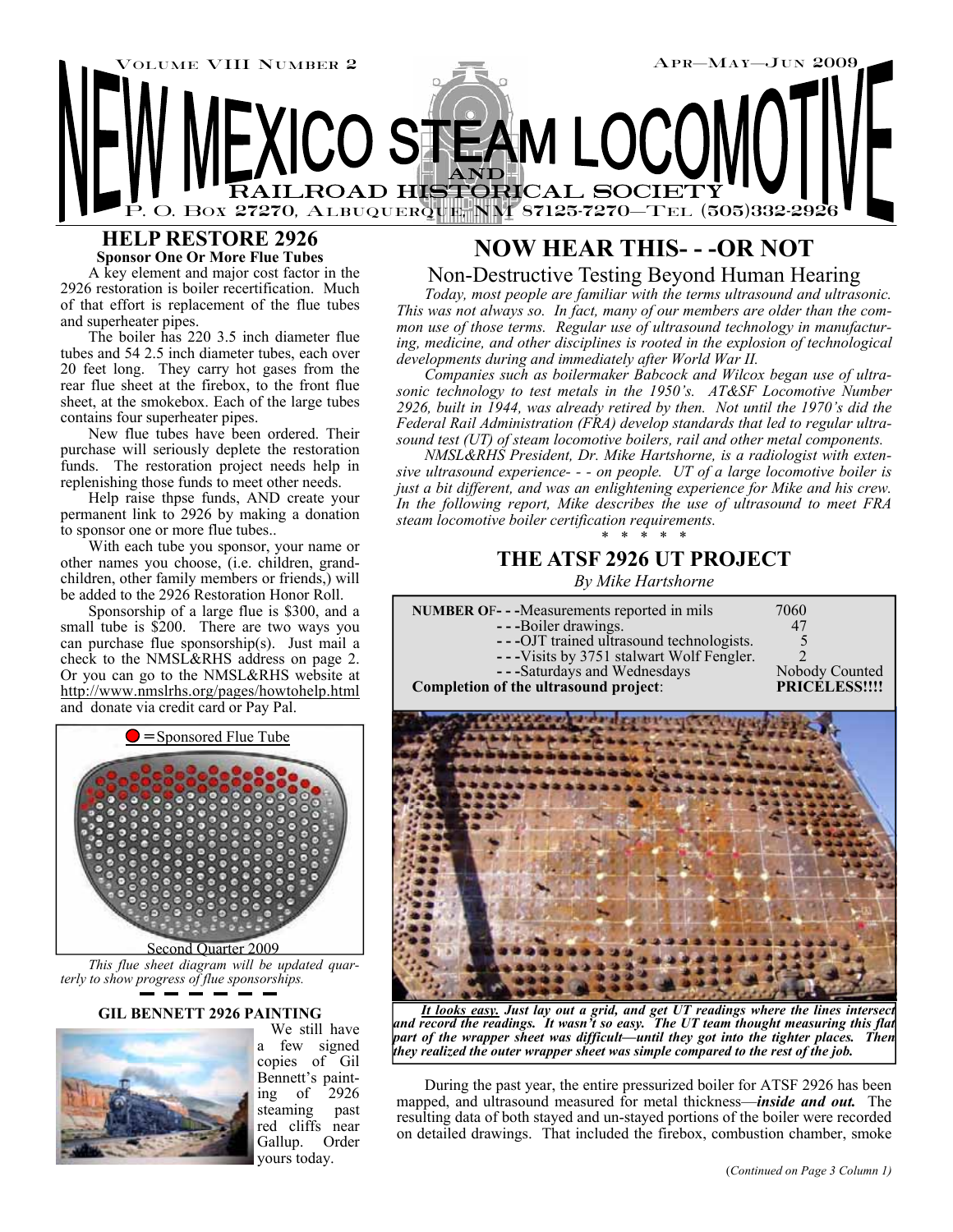Volume VIII Number 2 — Apr—May—Jun 2009

# NEW MEXICO STEAM LOCOMOTIVE AND RAILROAD HISTORICAL SOCIETY

P. O. Box 27270, Albuquerque, NM 87125-7270—Tel (505)332-2926

## HELP RESTORE 2926

**Sponsor One Or More Flue Tubes**

A key element and major cost factor in the 2926 restoration is boiler recertification. Much of that effort is replacement of the flue tubes and superheater pipes.

The boiler has 220 3.5 inch diameter flue tubes and 54 2.5 inch diameter tubes, each over 20 feet long. They carry hot gases from the rear flue sheet at the firebox, to the front flue sheet, at the smokebox. Each of the large tubes contains four superheater pipes.

New flue tubes have been ordered. Their purchase will seriously deplete the restoration funds. The restoration project needs help in replenishing those funds to meet other needs.

Help raise thpse funds, AND create your permanent link to 2926 by making a donation to sponsor one or more flue tubes..

With each tube you sponsor, your name or other names you choose, (i.e. children, grandchildren, other family members or friends,) will be added to the 2926 Restoration Honor Roll.

Sponsorship of a large flue is $300, and a small tube is $200. There are two ways you can purchase flue sponsorship(s). Just mail a check to the NMSL&RHS address on page 2. Or you can go to the NMSL&RHS website at http://www.nmslrhs.org/pages/howtohelp.html and donate via credit card or Pay Pal.

● = Sponsored Flue Tube

Second Quarter 2009

*This flue sheet diagram will be updated quarterly to show progress of flue sponsorships.*

### GIL BENNETT 2926 PAINTING

We still have a few signed copies of Gil Bennett's painting of 2926 steaming past red cliffs near Gallup. Order yours today.

## NOW HEAR THIS- - -OR NOT

### Non-Destructive Testing Beyond Human Hearing

*Today, most people are familiar with the terms ultrasound and ultrasonic. This was not always so. In fact, many of our members are older than the common use of those terms. Regular use of ultrasound technology in manufacturing, medicine, and other disciplines is rooted in the explosion of technological developments during and immediately after World War II.*

*Companies such as boilermaker Babcock and Wilcox began use of ultrasonic technology to test metals in the 1950's. AT&SF Locomotive Number 2926, built in 1944, was already retired by then. Not until the 1970's did the Federal Rail Administration (FRA) develop standards that led to regular ultrasound test (UT) of steam locomotive boilers, rail and other metal components.*

*NMSL&RHS President, Dr. Mike Hartshorne, is a radiologist with extensive ultrasound experience- - - on people. UT of a large locomotive boiler is just a bit different, and was an enlightening experience for Mike and his crew. In the following report, Mike describes the use of ultrasound to meet FRA steam locomotive boiler certification requirements.*

\* \* \* \* \*

## THE ATSF 2926 UT PROJECT

*By Mike Hartshorne*

| | |
|---|---|
| **NUMBER OF- - -**Measurements reported in mils | 7060 |
| - - -Boiler drawings. | 47 |
| - - -OJT trained ultrasound technologists. | 5 |
| - - -Visits by 3751 stalwart Wolf Fengler. | 2 |
| - - -Saturdays and Wednesdays | Nobody Counted |
| **Completion of the ultrasound project**: | **PRICELESS!!!!** |

***It looks easy.** Just lay out a grid, and get UT readings where the lines intersect and record the readings. It wasn't so easy. The UT team thought measuring this flat part of the wrapper sheet was difficult—until they got into the tighter places. Then they realized the outer wrapper sheet was simple compared to the rest of the job.*

During the past year, the entire pressurized boiler for ATSF 2926 has been mapped, and ultrasound measured for metal thickness—***inside and out.*** The resulting data of both stayed and un-stayed portions of the boiler were recorded on detailed drawings. That included the firebox, combustion chamber, smoke

(*Continued on Page 3 Column 1*)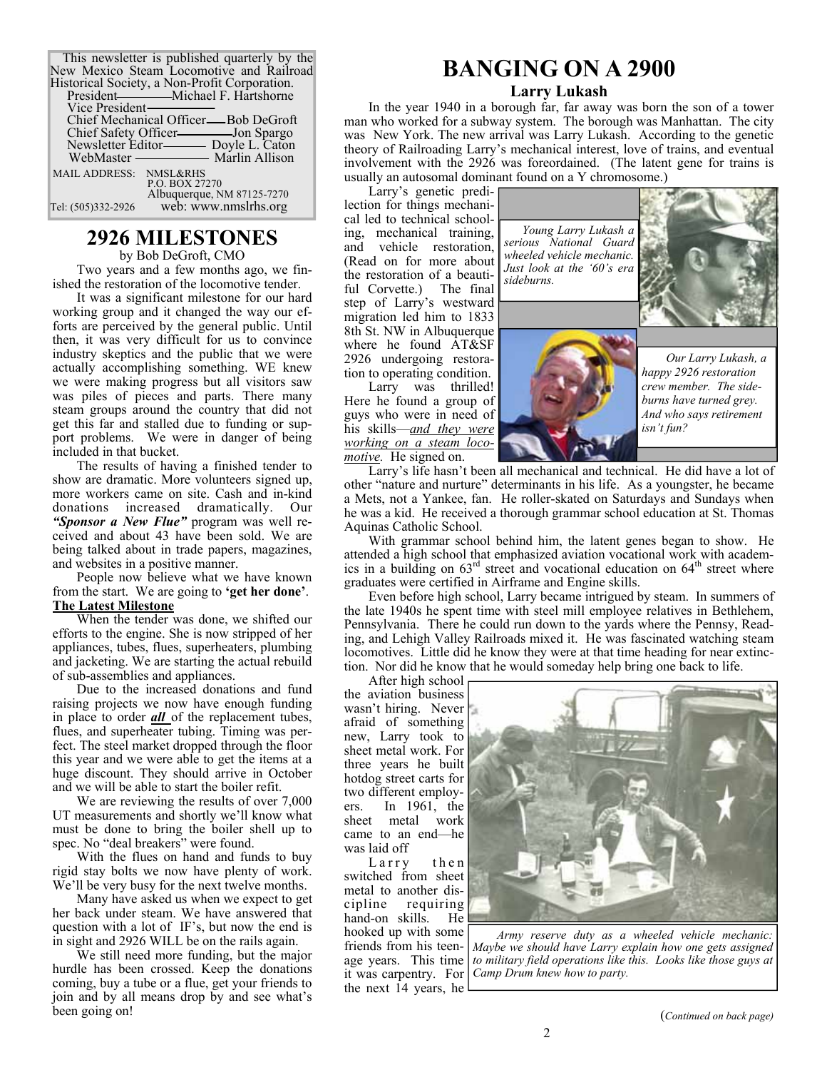This newsletter is published quarterly by the New Mexico Steam Locomotive and Railroad Historical Society, a Non-Profit Corporation.

President — Michael F. Hartshorne
Vice President —
Chief Mechanical Officer — Bob DeGroft
Chief Safety Officer — Jon Spargo
Newsletter Editor — Doyle L. Caton
WebMaster — Marlin Allison

MAIL ADDRESS: NMSL&RHS
P.O. BOX 27270
Albuquerque, NM 87125-7270

Tel: (505)332-2926 web: www.nmslrhs.org

## 2926 MILESTONES

by Bob DeGroft, CMO

Two years and a few months ago, we finished the restoration of the locomotive tender.

It was a significant milestone for our hard working group and it changed the way our efforts are perceived by the general public. Until then, it was very difficult for us to convince industry skeptics and the public that we were actually accomplishing something. WE knew we were making progress but all visitors saw was piles of pieces and parts. There many steam groups around the country that did not get this far and stalled due to funding or support problems. We were in danger of being included in that bucket.

The results of having a finished tender to show are dramatic. More volunteers signed up, more workers came on site. Cash and in-kind donations increased dramatically. Our ***"Sponsor a New Flue"*** program was well received and about 43 have been sold. We are being talked about in trade papers, magazines, and websites in a positive manner.

People now believe what we have known from the start. We are going to **'get her done'**.

**The Latest Milestone**

When the tender was done, we shifted our efforts to the engine. She is now stripped of her appliances, tubes, flues, superheaters, plumbing and jacketing. We are starting the actual rebuild of sub-assemblies and appliances.

Due to the increased donations and fund raising projects we now have enough funding in place to order ***all*** of the replacement tubes, flues, and superheater tubing. Timing was perfect. The steel market dropped through the floor this year and we were able to get the items at a huge discount. They should arrive in October and we will be able to start the boiler refit.

We are reviewing the results of over 7,000 UT measurements and shortly we'll know what must be done to bring the boiler shell up to spec. No "deal breakers" were found.

With the flues on hand and funds to buy rigid stay bolts we now have plenty of work. We'll be very busy for the next twelve months.

Many have asked us when we expect to get her back under steam. We have answered that question with a lot of IF's, but now the end is in sight and 2926 WILL be on the rails again.

We still need more funding, but the major hurdle has been crossed. Keep the donations coming, buy a tube or a flue, get your friends to join and by all means drop by and see what's been going on!

# BANGING ON A 2900

### Larry Lukash

In the year 1940 in a borough far, far away was born the son of a tower man who worked for a subway system. The borough was Manhattan. The city was New York. The new arrival was Larry Lukash. According to the genetic theory of Railroading Larry's mechanical interest, love of trains, and eventual involvement with the 2926 was foreordained. (The latent gene for trains is usually an autosomal dominant found on a Y chromosome.)

Larry's genetic predilection for things mechanical led to technical schooling, mechanical training, and vehicle restoration, (Read on for more about the restoration of a beautiful Corvette.) The final step of Larry's westward migration led him to 1833 8th St. NW in Albuquerque where he found AT&SF 2926 undergoing restoration to operating condition.

Larry was thrilled! Here he found a group of guys who were in need of his skills—***and they were working on a steam locomotive***. He signed on.

*Young Larry Lukash a serious National Guard wheeled vehicle mechanic. Just look at the '60's era sideburns.*

*Our Larry Lukash, a happy 2926 restoration crew member. The sideburns have turned grey. And who says retirement isn't fun?*

Larry's life hasn't been all mechanical and technical. He did have a lot of other "nature and nurture" determinants in his life. As a youngster, he became a Mets, not a Yankee, fan. He roller-skated on Saturdays and Sundays when he was a kid. He received a thorough grammar school education at St. Thomas Aquinas Catholic School.

With grammar school behind him, the latent genes began to show. He attended a high school that emphasized aviation vocational work with academics in a building on 63rd street and vocational education on 64th street where graduates were certified in Airframe and Engine skills.

Even before high school, Larry became intrigued by steam. In summers of the late 1940s he spent time with steel mill employee relatives in Bethlehem, Pennsylvania. There he could run down to the yards where the Pennsy, Reading, and Lehigh Valley Railroads mixed it. He was fascinated watching steam locomotives. Little did he know they were at that time heading for near extinction. Nor did he know that he would someday help bring one back to life.

After high school the aviation business wasn't hiring. Never afraid of something new, Larry took to sheet metal work. For three years he built hotdog street carts for two different employers. In 1961, the sheet metal work came to an end—he was laid off

Larry then switched from sheet metal to another discipline requiring hand-on skills. He hooked up with some friends from his teenage years. This time it was carpentry. For the next 14 years, he

*Army reserve duty as a wheeled vehicle mechanic: Maybe we should have Larry explain how one gets assigned to military field operations like this. Looks like those guys at Camp Drum knew how to party.*

(*Continued on back page*)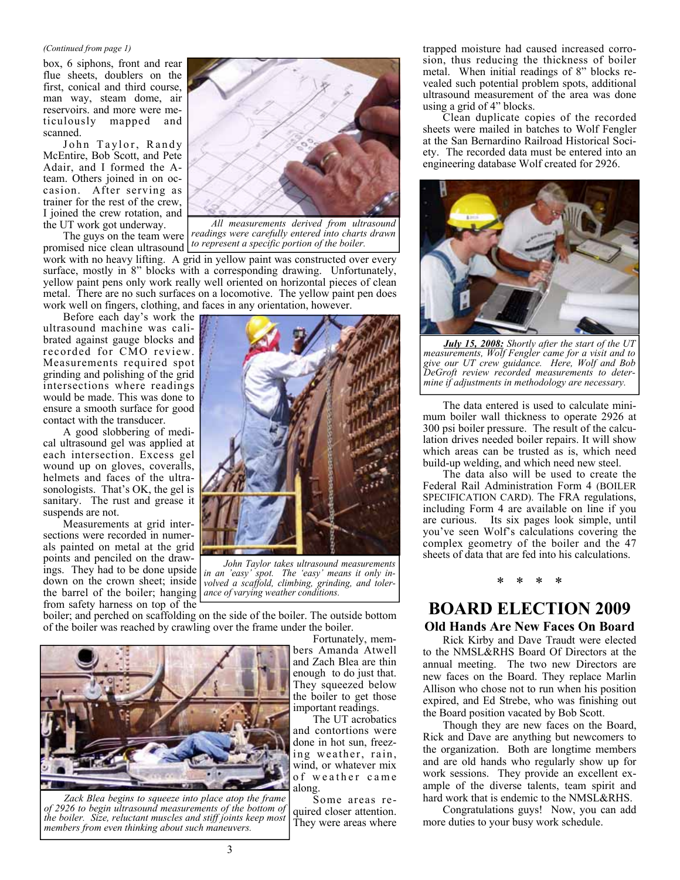*(Continued from page 1)*

box, 6 siphons, front and rear flue sheets, doublers on the first, conical and third course, man way, steam dome, air reservoirs. and more were meticulously mapped and scanned.

John Taylor, Randy McEntire, Bob Scott, and Pete Adair, and I formed the A-team. Others joined in on occasion. After serving as trainer for the rest of the crew, I joined the crew rotation, and the UT work got underway.

*All measurements derived from ultrasound readings were carefully entered into charts drawn to represent a specific portion of the boiler.*

The guys on the team were promised nice clean ultrasound work with no heavy lifting. A grid in yellow paint was constructed over every surface, mostly in 8" blocks with a corresponding drawing. Unfortunately, yellow paint pens only work really well oriented on horizontal pieces of clean metal. There are no such surfaces on a locomotive. The yellow paint pen does work well on fingers, clothing, and faces in any orientation, however.

Before each day's work the ultrasound machine was calibrated against gauge blocks and recorded for CMO review. Measurements required spot grinding and polishing of the grid intersections where readings would be made. This was done to ensure a smooth surface for good contact with the transducer.

A good slobbering of medical ultrasound gel was applied at each intersection. Excess gel wound up on gloves, coveralls, helmets and faces of the ultrasonologists. That's OK, the gel is sanitary. The rust and grease it suspends are not.

Measurements at grid intersections were recorded in numerals painted on metal at the grid points and penciled on the drawings. They had to be done upside down on the crown sheet; inside the barrel of the boiler; hanging from safety harness on top of the boiler; and perched on scaffolding on the side of the boiler. The outside bottom of the boiler was reached by crawling over the frame under the boiler.

*John Taylor takes ultrasound measurements in an 'easy' spot. The 'easy' means it only involved a scaffold, climbing, grinding, and tolerance of varying weather conditions.*

Fortunately, members Amanda Atwell and Zach Blea are thin enough to do just that. They squeezed below the boiler to get those important readings.

*Zack Blea begins to squeeze into place atop the frame of 2926 to begin ultrasound measurements of the bottom of the boiler. Size, reluctant muscles and stiff joints keep most members from even thinking about such maneuvers.*

The UT acrobatics and contortions were done in hot sun, freezing weather, rain, wind, or whatever mix of weather came along.

Some areas required closer attention. They were areas where trapped moisture had caused increased corrosion, thus reducing the thickness of boiler metal. When initial readings of 8" blocks revealed such potential problem spots, additional ultrasound measurement of the area was done using a grid of 4" blocks.

Clean duplicate copies of the recorded sheets were mailed in batches to Wolf Fengler at the San Bernardino Railroad Historical Society. The recorded data must be entered into an engineering database Wolf created for 2926.

***July 15, 2008:*** *Shortly after the start of the UT measurements, Wolf Fengler came for a visit and to give our UT crew guidance. Here, Wolf and Bob DeGroft review recorded measurements to determine if adjustments in methodology are necessary.*

The data entered is used to calculate minimum boiler wall thickness to operate 2926 at 300 psi boiler pressure. The result of the calculation drives needed boiler repairs. It will show which areas can be trusted as is, which need build-up welding, and which need new steel.

The data also will be used to create the Federal Rail Administration Form 4 (BOILER SPECIFICATION CARD). The FRA regulations, including Form 4 are available on line if you are curious. Its six pages look simple, until you've seen Wolf's calculations covering the complex geometry of the boiler and the 47 sheets of data that are fed into his calculations.

\* \* \* \*

# BOARD ELECTION 2009

## Old Hands Are New Faces On Board

Rick Kirby and Dave Traudt were elected to the NMSL&RHS Board Of Directors at the annual meeting. The two new Directors are new faces on the Board. They replace Marlin Allison who chose not to run when his position expired, and Ed Strebe, who was finishing out the Board position vacated by Bob Scott.

Though they are new faces on the Board, Rick and Dave are anything but newcomers to the organization. Both are longtime members and are old hands who regularly show up for work sessions. They provide an excellent example of the diverse talents, team spirit and hard work that is endemic to the NMSL&RHS.

Congratulations guys! Now, you can add more duties to your busy work schedule.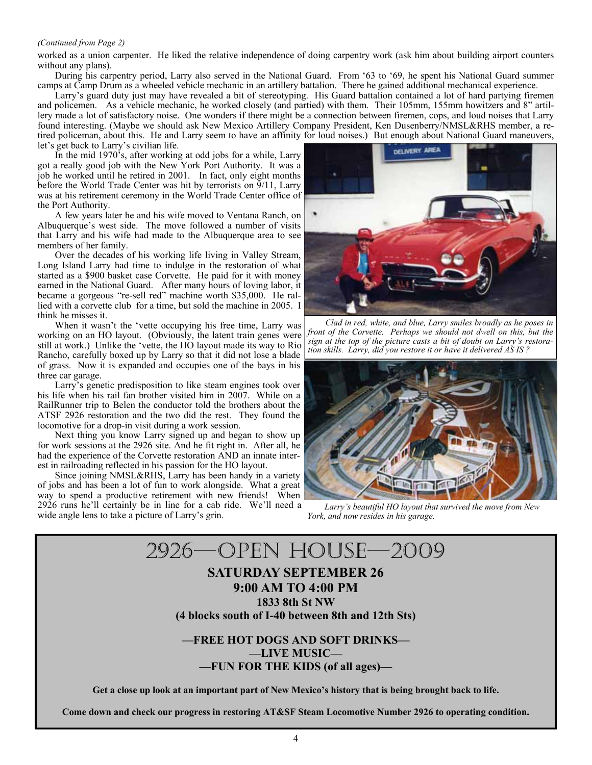*(Continued from Page 2)*

worked as a union carpenter. He liked the relative independence of doing carpentry work (ask him about building airport counters without any plans).

During his carpentry period, Larry also served in the National Guard. From '63 to '69, he spent his National Guard summer camps at Camp Drum as a wheeled vehicle mechanic in an artillery battalion. There he gained additional mechanical experience.

Larry's guard duty just may have revealed a bit of stereotyping. His Guard battalion contained a lot of hard partying firemen and policemen. As a vehicle mechanic, he worked closely (and partied) with them. Their 105mm, 155mm howitzers and 8" artillery made a lot of satisfactory noise. One wonders if there might be a connection between firemen, cops, and loud noises that Larry found interesting. (Maybe we should ask New Mexico Artillery Company President, Ken Dusenberry/NMSL&RHS member, a retired policeman, about this. He and Larry seem to have an affinity for loud noises.) But enough about National Guard maneuvers, let's get back to Larry's civilian life.

In the mid 1970's, after working at odd jobs for a while, Larry got a really good job with the New York Port Authority. It was a job he worked until he retired in 2001. In fact, only eight months before the World Trade Center was hit by terrorists on 9/11, Larry was at his retirement ceremony in the World Trade Center office of the Port Authority.

A few years later he and his wife moved to Ventana Ranch, on Albuquerque's west side. The move followed a number of visits that Larry and his wife had made to the Albuquerque area to see members of her family.

Over the decades of his working life living in Valley Stream, Long Island Larry had time to indulge in the restoration of what started as a $900 basket case Corvette. He paid for it with money earned in the National Guard. After many hours of loving labor, it became a gorgeous "re-sell red" machine worth $35,000. He rallied with a corvette club for a time, but sold the machine in 2005. I think he misses it.

When it wasn't the 'vette occupying his free time, Larry was working on an HO layout. (Obviously, the latent train genes were still at work.) Unlike the 'vette, the HO layout made its way to Rio Rancho, carefully boxed up by Larry so that it did not lose a blade of grass. Now it is expanded and occupies one of the bays in his three car garage.

Larry's genetic predisposition to like steam engines took over his life when his rail fan brother visited him in 2007. While on a RailRunner trip to Belen the conductor told the brothers about the ATSF 2926 restoration and the two did the rest. They found the locomotive for a drop-in visit during a work session.

Next thing you know Larry signed up and began to show up for work sessions at the 2926 site. And he fit right in. After all, he had the experience of the Corvette restoration AND an innate interest in railroading reflected in his passion for the HO layout.

Since joining NMSL&RHS, Larry has been handy in a variety of jobs and has been a lot of fun to work alongside. What a great way to spend a productive retirement with new friends! When 2926 runs he'll certainly be in line for a cab ride. We'll need a wide angle lens to take a picture of Larry's grin.

*Clad in red, white, and blue, Larry smiles broadly as he poses in front of the Corvette. Perhaps we should not dwell on this, but the sign at the top of the picture casts a bit of doubt on Larry's restoration skills. Larry, did you restore it or have it delivered AS IS ?*

*Larry's beautiful HO layout that survived the move from New York, and now resides in his garage.*

# 2926—OPEN HOUSE—2009

**SATURDAY SEPTEMBER 26**

**9:00 AM TO 4:00 PM**

**1833 8th St NW**

**(4 blocks south of I-40 between 8th and 12th Sts)**

**—FREE HOT DOGS AND SOFT DRINKS—**

**—LIVE MUSIC—**

**—FUN FOR THE KIDS (of all ages)—**

**Get a close up look at an important part of New Mexico's history that is being brought back to life.**

**Come down and check our progress in restoring AT&SF Steam Locomotive Number 2926 to operating condition.**